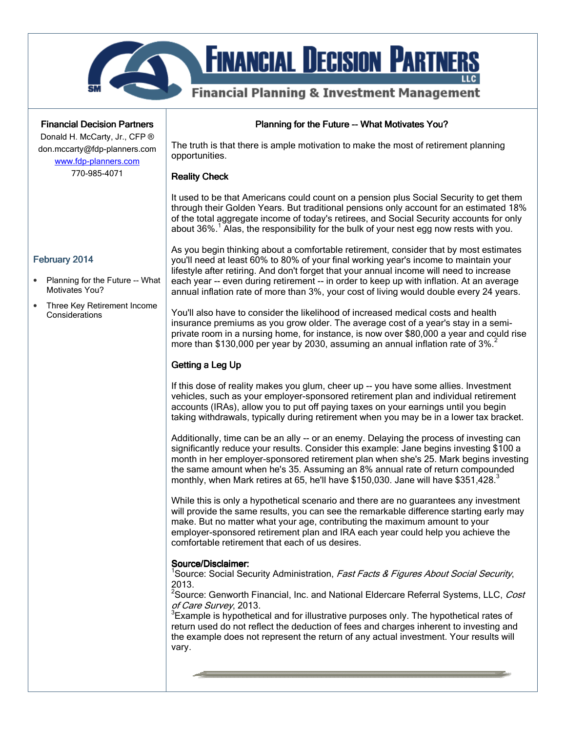# Financial Decision Partners

Financial Planning & Investment Management

**Financial Decision Partners**
Donald H. McCarty, Jr., CFP ®
don.mccarty@fdp-planners.com
[www.fdp-planners.com](http://www.fdp-planners.com)
770-985-4071

**February 2014**

- Planning for the Future -- What Motivates You?
- Three Key Retirement Income Considerations

## Planning for the Future -- What Motivates You?

The truth is that there is ample motivation to make the most of retirement planning opportunities.

### Reality Check

It used to be that Americans could count on a pension plus Social Security to get them through their Golden Years. But traditional pensions only account for an estimated 18% of the total aggregate income of today's retirees, and Social Security accounts for only about 36%.[1] Alas, the responsibility for the bulk of your nest egg now rests with you.

As you begin thinking about a comfortable retirement, consider that by most estimates you'll need at least 60% to 80% of your final working year's income to maintain your lifestyle after retiring. And don't forget that your annual income will need to increase each year -- even during retirement -- in order to keep up with inflation. At an average annual inflation rate of more than 3%, your cost of living would double every 24 years.

You'll also have to consider the likelihood of increased medical costs and health insurance premiums as you grow older. The average cost of a year's stay in a semi-private room in a nursing home, for instance, is now over $80,000 a year and could rise more than $130,000 per year by 2030, assuming an annual inflation rate of 3%.[2]

### Getting a Leg Up

If this dose of reality makes you glum, cheer up -- you have some allies. Investment vehicles, such as your employer-sponsored retirement plan and individual retirement accounts (IRAs), allow you to put off paying taxes on your earnings until you begin taking withdrawals, typically during retirement when you may be in a lower tax bracket.

Additionally, time can be an ally -- or an enemy. Delaying the process of investing can significantly reduce your results. Consider this example: Jane begins investing $100 a month in her employer-sponsored retirement plan when she's 25. Mark begins investing the same amount when he's 35. Assuming an 8% annual rate of return compounded monthly, when Mark retires at 65, he'll have $150,030. Jane will have $351,428.[3]

While this is only a hypothetical scenario and there are no guarantees any investment will provide the same results, you can see the remarkable difference starting early may make. But no matter what your age, contributing the maximum amount to your employer-sponsored retirement plan and IRA each year could help you achieve the comfortable retirement that each of us desires.

**Source/Disclaimer:**
[1]Source: Social Security Administration, *Fast Facts & Figures About Social Security*, 2013.
[2]Source: Genworth Financial, Inc. and National Eldercare Referral Systems, LLC, *Cost of Care Survey*, 2013.
[3]Example is hypothetical and for illustrative purposes only. The hypothetical rates of return used do not reflect the deduction of fees and charges inherent to investing and the example does not represent the return of any actual investment. Your results will vary.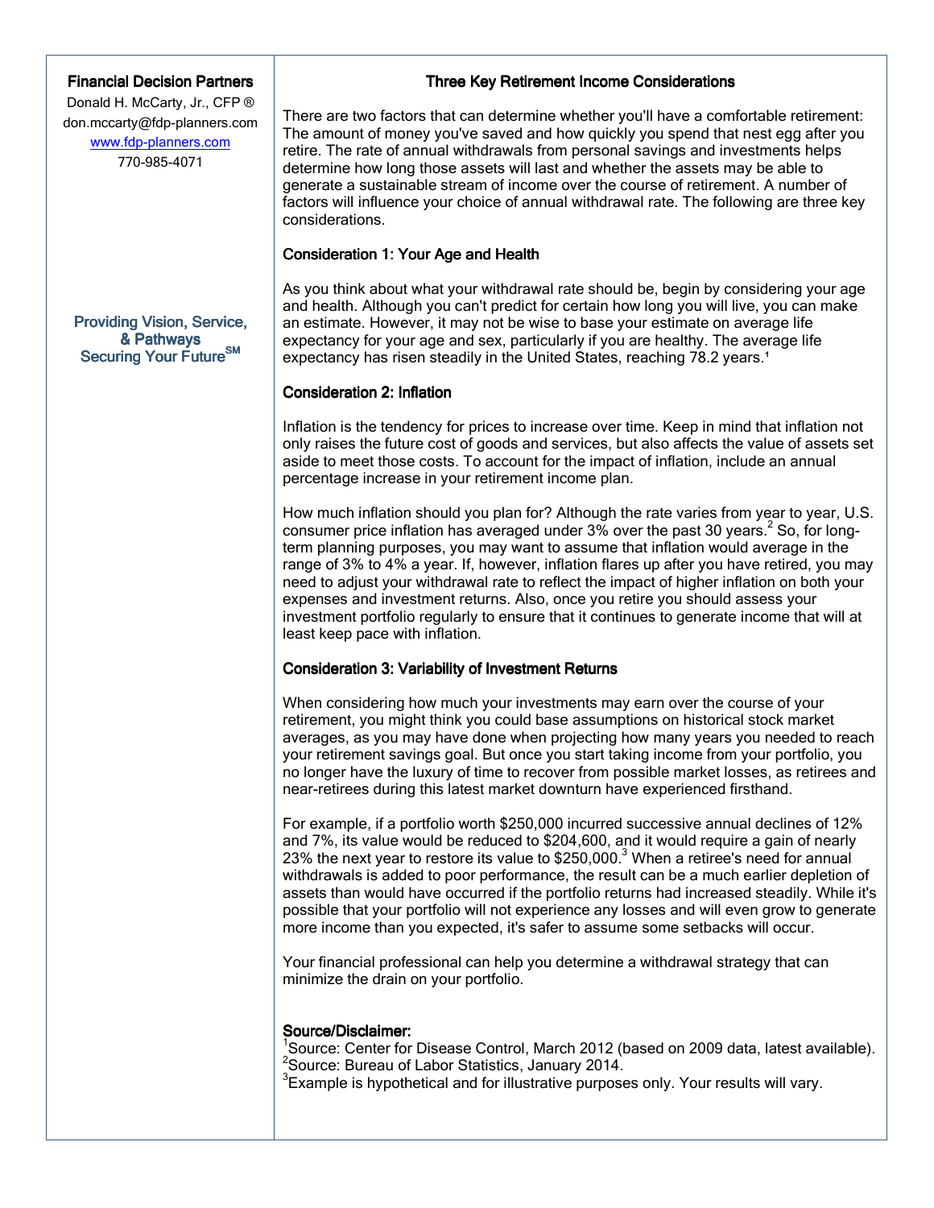**Financial Decision Partners**

Donald H. McCarty, Jr., CFP ®
don.mccarty@fdp-planners.com
www.fdp-planners.com
770-985-4071

**Providing Vision, Service, & Pathways Securing Your Future℠**

## Three Key Retirement Income Considerations

There are two factors that can determine whether you'll have a comfortable retirement: The amount of money you've saved and how quickly you spend that nest egg after you retire. The rate of annual withdrawals from personal savings and investments helps determine how long those assets will last and whether the assets may be able to generate a sustainable stream of income over the course of retirement. A number of factors will influence your choice of annual withdrawal rate. The following are three key considerations.

### Consideration 1: Your Age and Health

As you think about what your withdrawal rate should be, begin by considering your age and health. Although you can't predict for certain how long you will live, you can make an estimate. However, it may not be wise to base your estimate on average life expectancy for your age and sex, particularly if you are healthy. The average life expectancy has risen steadily in the United States, reaching 78.2 years.[1]

### Consideration 2: Inflation

Inflation is the tendency for prices to increase over time. Keep in mind that inflation not only raises the future cost of goods and services, but also affects the value of assets set aside to meet those costs. To account for the impact of inflation, include an annual percentage increase in your retirement income plan.

How much inflation should you plan for? Although the rate varies from year to year, U.S. consumer price inflation has averaged under 3% over the past 30 years.[2] So, for long-term planning purposes, you may want to assume that inflation would average in the range of 3% to 4% a year. If, however, inflation flares up after you have retired, you may need to adjust your withdrawal rate to reflect the impact of higher inflation on both your expenses and investment returns. Also, once you retire you should assess your investment portfolio regularly to ensure that it continues to generate income that will at least keep pace with inflation.

### Consideration 3: Variability of Investment Returns

When considering how much your investments may earn over the course of your retirement, you might think you could base assumptions on historical stock market averages, as you may have done when projecting how many years you needed to reach your retirement savings goal. But once you start taking income from your portfolio, you no longer have the luxury of time to recover from possible market losses, as retirees and near-retirees during this latest market downturn have experienced firsthand.

For example, if a portfolio worth $250,000 incurred successive annual declines of 12% and 7%, its value would be reduced to $204,600, and it would require a gain of nearly 23% the next year to restore its value to $250,000.[3] When a retiree's need for annual withdrawals is added to poor performance, the result can be a much earlier depletion of assets than would have occurred if the portfolio returns had increased steadily. While it's possible that your portfolio will not experience any losses and will even grow to generate more income than you expected, it's safer to assume some setbacks will occur.

Your financial professional can help you determine a withdrawal strategy that can minimize the drain on your portfolio.

**Source/Disclaimer:**

[1]Source: Center for Disease Control, March 2012 (based on 2009 data, latest available).
[2]Source: Bureau of Labor Statistics, January 2014.
[3]Example is hypothetical and for illustrative purposes only. Your results will vary.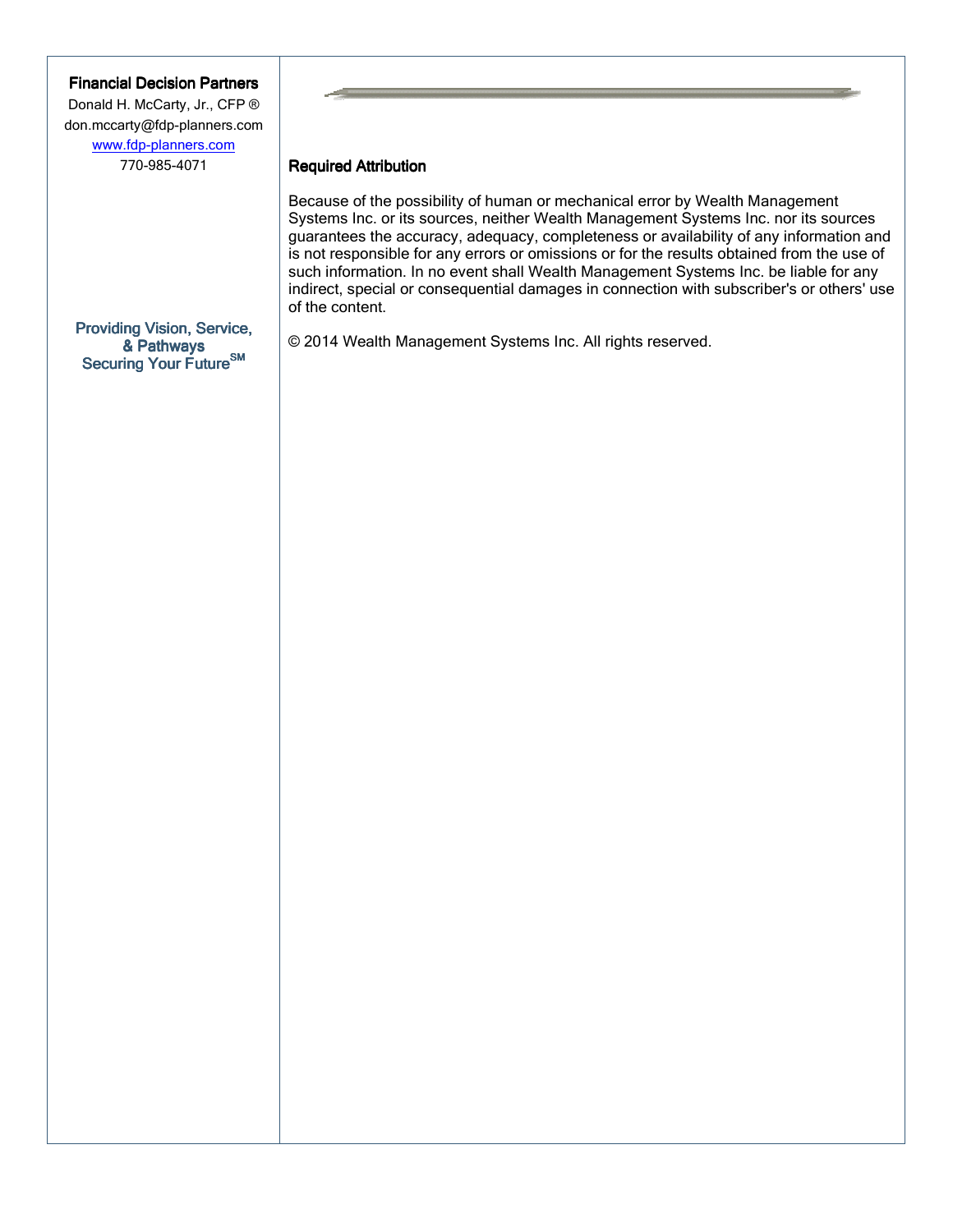**Financial Decision Partners**

Donald H. McCarty, Jr., CFP ®

don.mccarty@fdp-planners.com

www.fdp-planners.com

770-985-4071

Providing Vision, Service, & Pathways Securing Your Future[SM]

## Required Attribution

Because of the possibility of human or mechanical error by Wealth Management Systems Inc. or its sources, neither Wealth Management Systems Inc. nor its sources guarantees the accuracy, adequacy, completeness or availability of any information and is not responsible for any errors or omissions or for the results obtained from the use of such information. In no event shall Wealth Management Systems Inc. be liable for any indirect, special or consequential damages in connection with subscriber's or others' use of the content.

© 2014 Wealth Management Systems Inc. All rights reserved.